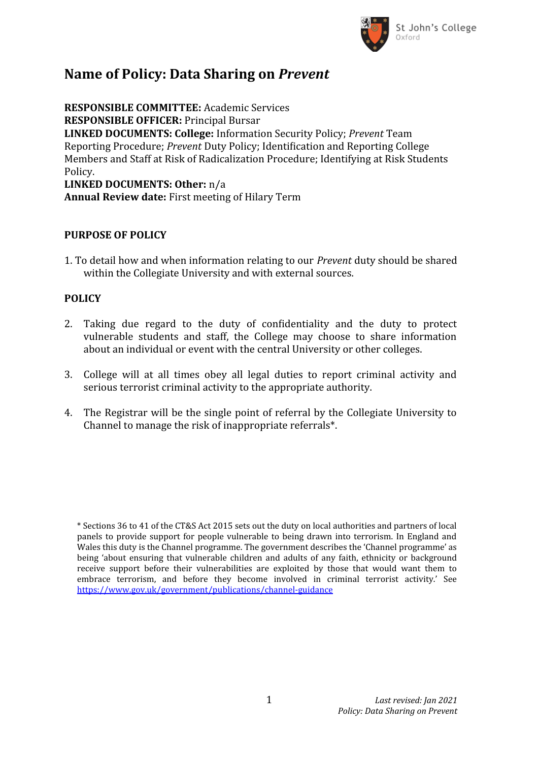# Name of Policy: Data Sharing on *Prevent*

**RESPONSIBLE COMMITTEE:** Academic Services
**RESPONSIBLE OFFICER:** Principal Bursar
**LINKED DOCUMENTS: College:** Information Security Policy; *Prevent* Team Reporting Procedure; *Prevent* Duty Policy; Identification and Reporting College Members and Staff at Risk of Radicalization Procedure; Identifying at Risk Students Policy.
**LINKED DOCUMENTS: Other:** n/a
**Annual Review date:** First meeting of Hilary Term

## PURPOSE OF POLICY

1. To detail how and when information relating to our *Prevent* duty should be shared within the Collegiate University and with external sources.

## POLICY

2. Taking due regard to the duty of confidentiality and the duty to protect vulnerable students and staff, the College may choose to share information about an individual or event with the central University or other colleges.

3. College will at all times obey all legal duties to report criminal activity and serious terrorist criminal activity to the appropriate authority.

4. The Registrar will be the single point of referral by the Collegiate University to Channel to manage the risk of inappropriate referrals*.

\* Sections 36 to 41 of the CT&S Act 2015 sets out the duty on local authorities and partners of local panels to provide support for people vulnerable to being drawn into terrorism. In England and Wales this duty is the Channel programme. The government describes the 'Channel programme' as being 'about ensuring that vulnerable children and adults of any faith, ethnicity or background receive support before their vulnerabilities are exploited by those that would want them to embrace terrorism, and before they become involved in criminal terrorist activity.' See https://www.gov.uk/government/publications/channel-guidance

*Last revised: Jan 2021*
*Policy: Data Sharing on Prevent*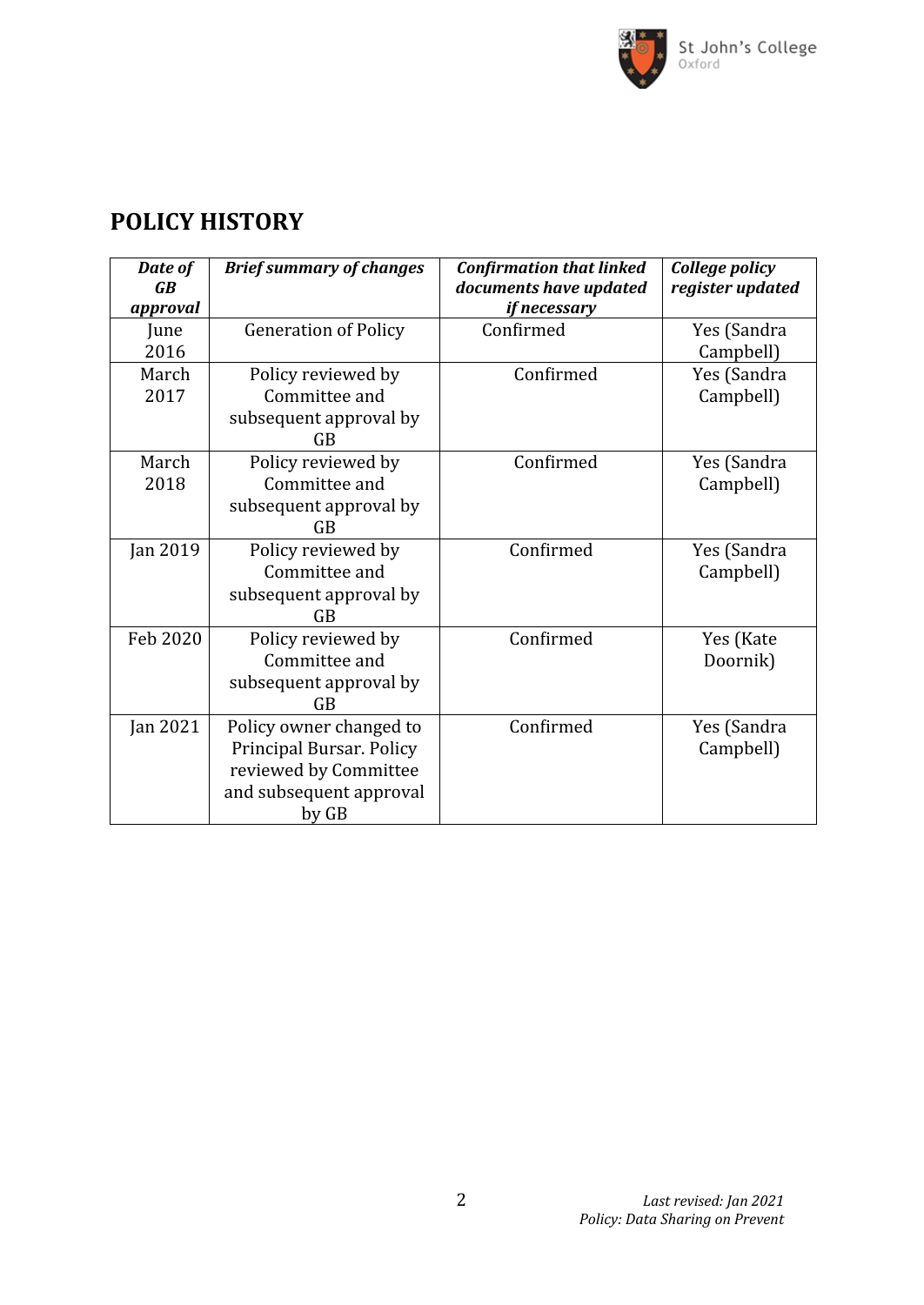# POLICY HISTORY

| *Date of GB approval* | *Brief summary of changes* | *Confirmation that linked documents have updated if necessary* | *College policy register updated* |
|---|---|---|---|
| June 2016 | Generation of Policy | Confirmed | Yes (Sandra Campbell) |
| March 2017 | Policy reviewed by Committee and subsequent approval by GB | Confirmed | Yes (Sandra Campbell) |
| March 2018 | Policy reviewed by Committee and subsequent approval by GB | Confirmed | Yes (Sandra Campbell) |
| Jan 2019 | Policy reviewed by Committee and subsequent approval by GB | Confirmed | Yes (Sandra Campbell) |
| Feb 2020 | Policy reviewed by Committee and subsequent approval by GB | Confirmed | Yes (Kate Doornik) |
| Jan 2021 | Policy owner changed to Principal Bursar. Policy reviewed by Committee and subsequent approval by GB | Confirmed | Yes (Sandra Campbell) |